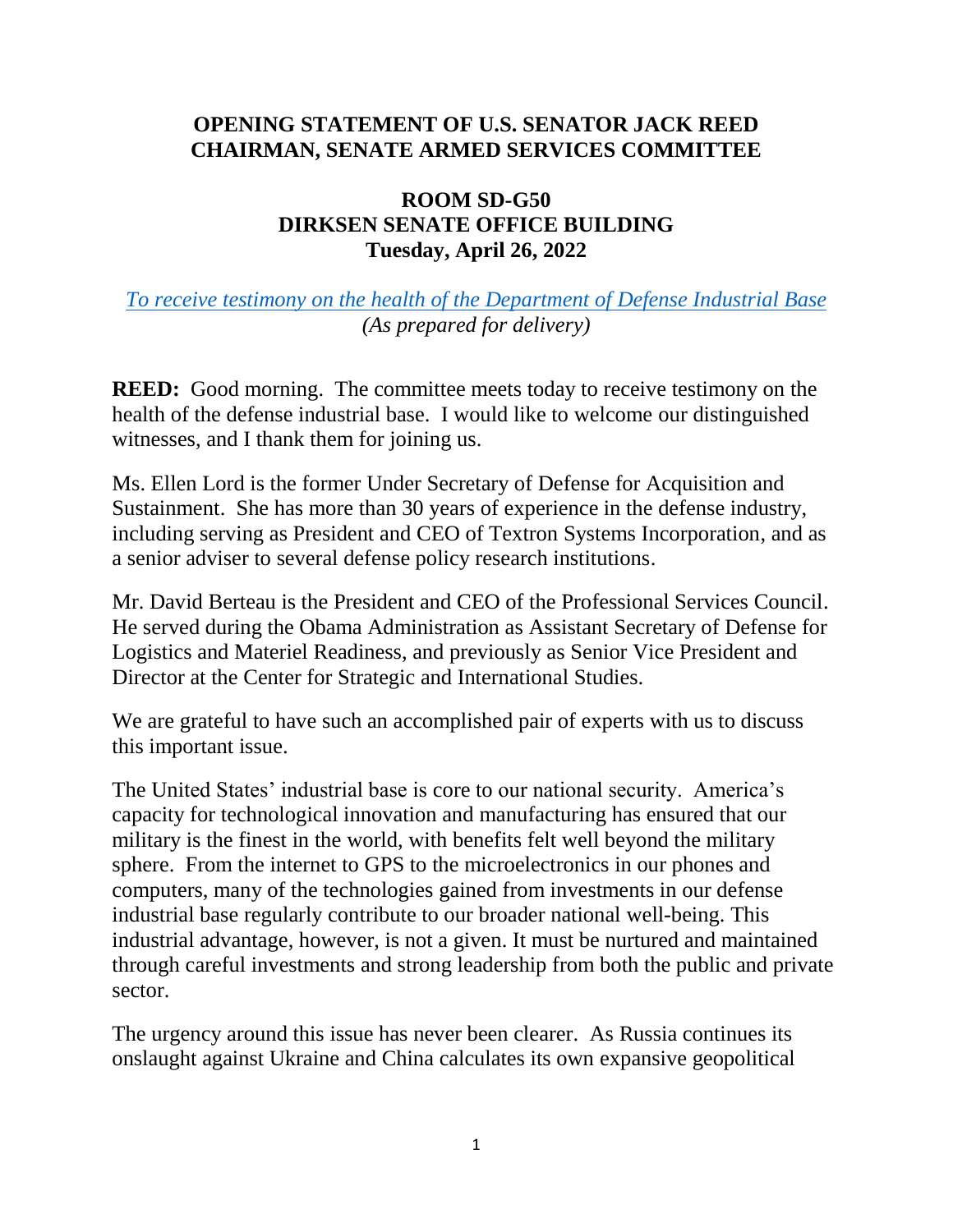**OPENING STATEMENT OF U.S. SENATOR JACK REED**
**CHAIRMAN, SENATE ARMED SERVICES COMMITTEE**

**ROOM SD-G50**
**DIRKSEN SENATE OFFICE BUILDING**
**Tuesday, April 26, 2022**

*To receive testimony on the health of the Department of Defense Industrial Base*
*(As prepared for delivery)*

**REED:** Good morning. The committee meets today to receive testimony on the health of the defense industrial base. I would like to welcome our distinguished witnesses, and I thank them for joining us.

Ms. Ellen Lord is the former Under Secretary of Defense for Acquisition and Sustainment. She has more than 30 years of experience in the defense industry, including serving as President and CEO of Textron Systems Incorporation, and as a senior adviser to several defense policy research institutions.

Mr. David Berteau is the President and CEO of the Professional Services Council. He served during the Obama Administration as Assistant Secretary of Defense for Logistics and Materiel Readiness, and previously as Senior Vice President and Director at the Center for Strategic and International Studies.

We are grateful to have such an accomplished pair of experts with us to discuss this important issue.

The United States' industrial base is core to our national security. America's capacity for technological innovation and manufacturing has ensured that our military is the finest in the world, with benefits felt well beyond the military sphere. From the internet to GPS to the microelectronics in our phones and computers, many of the technologies gained from investments in our defense industrial base regularly contribute to our broader national well-being. This industrial advantage, however, is not a given. It must be nurtured and maintained through careful investments and strong leadership from both the public and private sector.

The urgency around this issue has never been clearer. As Russia continues its onslaught against Ukraine and China calculates its own expansive geopolitical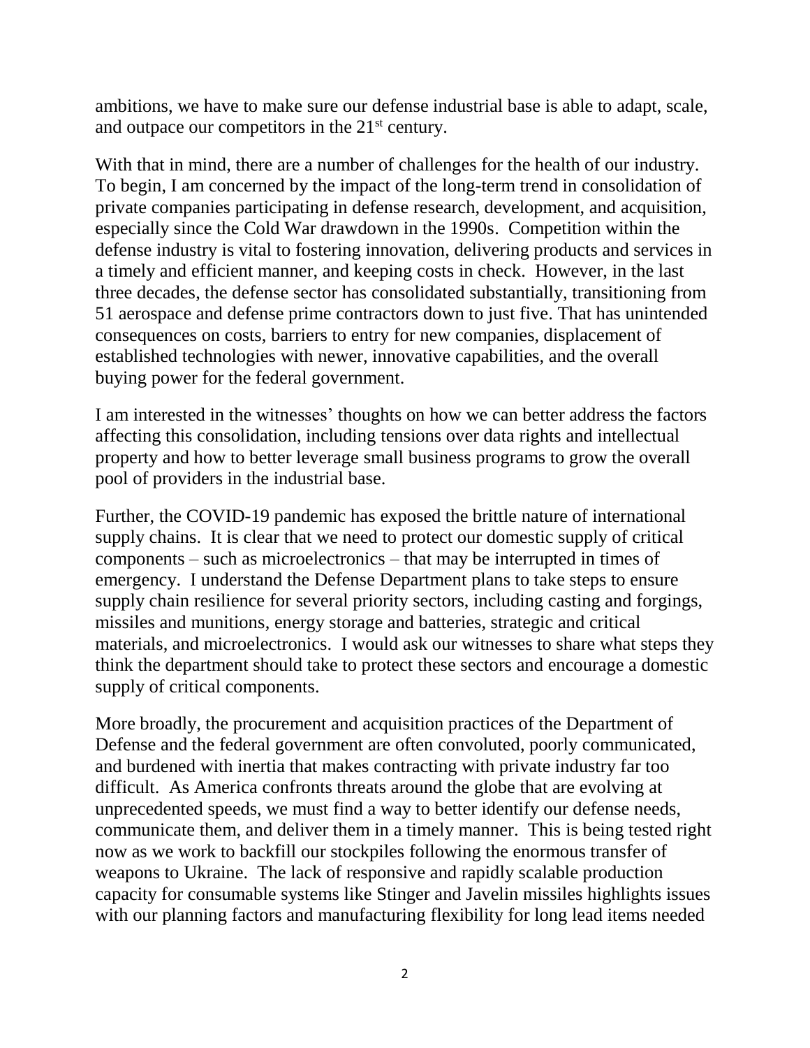ambitions, we have to make sure our defense industrial base is able to adapt, scale, and outpace our competitors in the 21st century.

With that in mind, there are a number of challenges for the health of our industry. To begin, I am concerned by the impact of the long-term trend in consolidation of private companies participating in defense research, development, and acquisition, especially since the Cold War drawdown in the 1990s. Competition within the defense industry is vital to fostering innovation, delivering products and services in a timely and efficient manner, and keeping costs in check. However, in the last three decades, the defense sector has consolidated substantially, transitioning from 51 aerospace and defense prime contractors down to just five. That has unintended consequences on costs, barriers to entry for new companies, displacement of established technologies with newer, innovative capabilities, and the overall buying power for the federal government.

I am interested in the witnesses' thoughts on how we can better address the factors affecting this consolidation, including tensions over data rights and intellectual property and how to better leverage small business programs to grow the overall pool of providers in the industrial base.

Further, the COVID-19 pandemic has exposed the brittle nature of international supply chains. It is clear that we need to protect our domestic supply of critical components – such as microelectronics – that may be interrupted in times of emergency. I understand the Defense Department plans to take steps to ensure supply chain resilience for several priority sectors, including casting and forgings, missiles and munitions, energy storage and batteries, strategic and critical materials, and microelectronics. I would ask our witnesses to share what steps they think the department should take to protect these sectors and encourage a domestic supply of critical components.

More broadly, the procurement and acquisition practices of the Department of Defense and the federal government are often convoluted, poorly communicated, and burdened with inertia that makes contracting with private industry far too difficult. As America confronts threats around the globe that are evolving at unprecedented speeds, we must find a way to better identify our defense needs, communicate them, and deliver them in a timely manner. This is being tested right now as we work to backfill our stockpiles following the enormous transfer of weapons to Ukraine. The lack of responsive and rapidly scalable production capacity for consumable systems like Stinger and Javelin missiles highlights issues with our planning factors and manufacturing flexibility for long lead items needed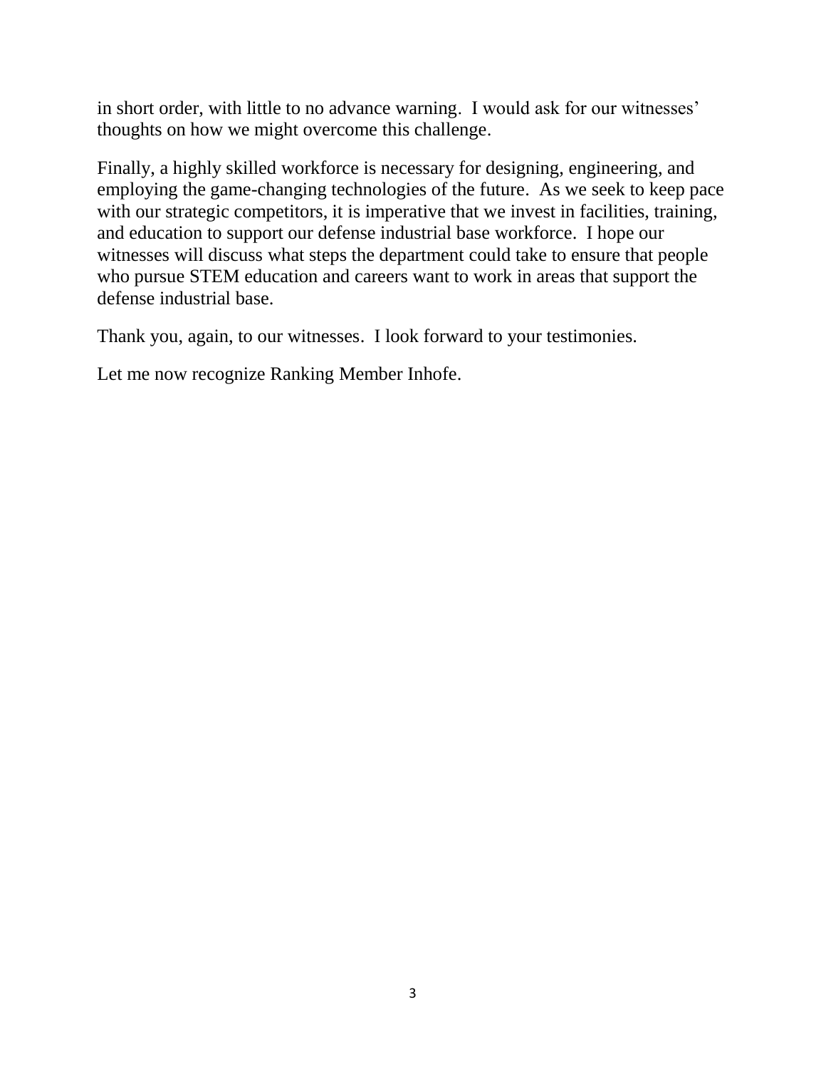in short order, with little to no advance warning. I would ask for our witnesses' thoughts on how we might overcome this challenge.

Finally, a highly skilled workforce is necessary for designing, engineering, and employing the game-changing technologies of the future. As we seek to keep pace with our strategic competitors, it is imperative that we invest in facilities, training, and education to support our defense industrial base workforce. I hope our witnesses will discuss what steps the department could take to ensure that people who pursue STEM education and careers want to work in areas that support the defense industrial base.

Thank you, again, to our witnesses. I look forward to your testimonies.

Let me now recognize Ranking Member Inhofe.